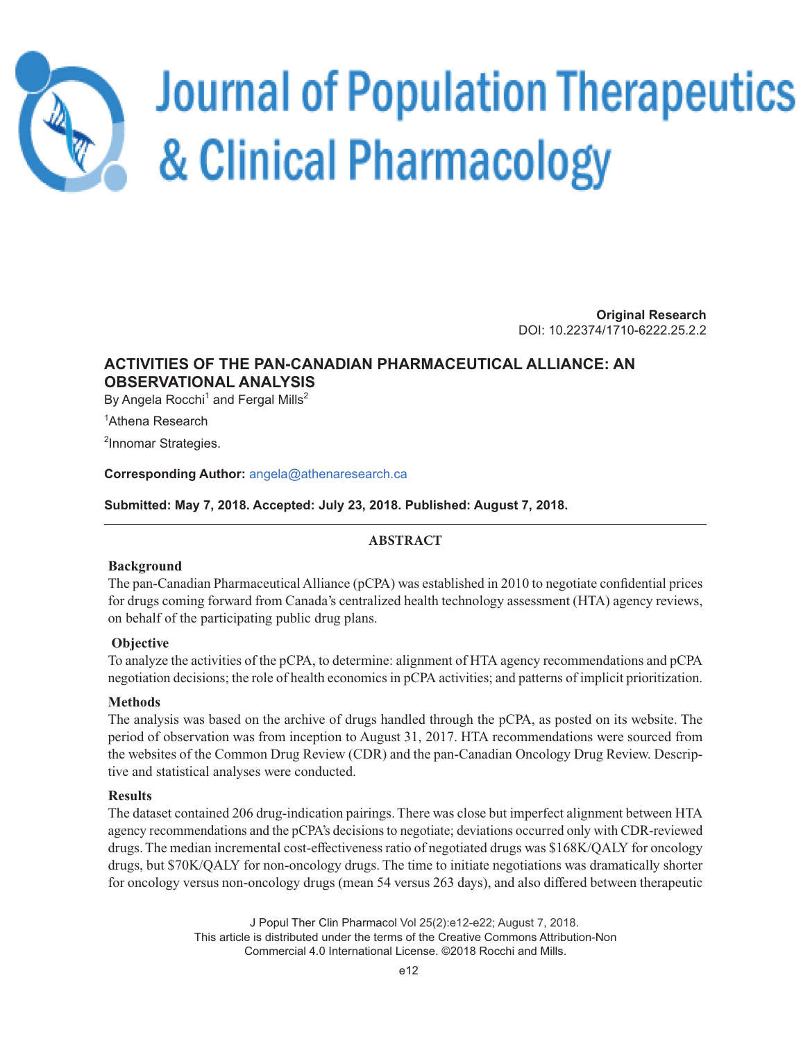# Journal of Population Therapeutics & Clinical Pharmacology

**Original Research**
DOI: 10.22374/1710-6222.25.2.2

## ACTIVITIES OF THE PAN-CANADIAN PHARMACEUTICAL ALLIANCE: AN OBSERVATIONAL ANALYSIS

By Angela Rocchi[1] and Fergal Mills[2]

[1]Athena Research

[2]Innomar Strategies.

**Corresponding Author:** angela@athenaresearch.ca

**Submitted: May 7, 2018. Accepted: July 23, 2018. Published: August 7, 2018.**

---

### ABSTRACT

**Background**

The pan-Canadian Pharmaceutical Alliance (pCPA) was established in 2010 to negotiate confidential prices for drugs coming forward from Canada's centralized health technology assessment (HTA) agency reviews, on behalf of the participating public drug plans.

**Objective**

To analyze the activities of the pCPA, to determine: alignment of HTA agency recommendations and pCPA negotiation decisions; the role of health economics in pCPA activities; and patterns of implicit prioritization.

**Methods**

The analysis was based on the archive of drugs handled through the pCPA, as posted on its website. The period of observation was from inception to August 31, 2017. HTA recommendations were sourced from the websites of the Common Drug Review (CDR) and the pan-Canadian Oncology Drug Review. Descriptive and statistical analyses were conducted.

**Results**

The dataset contained 206 drug-indication pairings. There was close but imperfect alignment between HTA agency recommendations and the pCPA's decisions to negotiate; deviations occurred only with CDR-reviewed drugs. The median incremental cost-effectiveness ratio of negotiated drugs was $168K/QALY for oncology drugs, but $70K/QALY for non-oncology drugs. The time to initiate negotiations was dramatically shorter for oncology versus non-oncology drugs (mean 54 versus 263 days), and also differed between therapeutic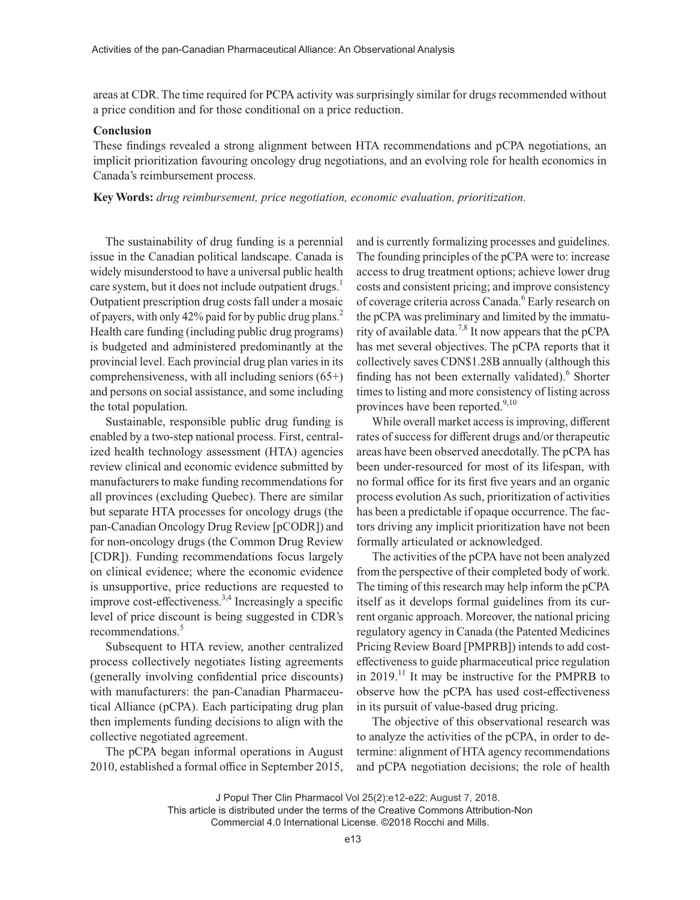areas at CDR. The time required for PCPA activity was surprisingly similar for drugs recommended without a price condition and for those conditional on a price reduction.

### Conclusion

These findings revealed a strong alignment between HTA recommendations and pCPA negotiations, an implicit prioritization favouring oncology drug negotiations, and an evolving role for health economics in Canada's reimbursement process.

**Key Words:** *drug reimbursement, price negotiation, economic evaluation, prioritization.*

The sustainability of drug funding is a perennial issue in the Canadian political landscape. Canada is widely misunderstood to have a universal public health care system, but it does not include outpatient drugs.[1] Outpatient prescription drug costs fall under a mosaic of payers, with only 42% paid for by public drug plans.[2] Health care funding (including public drug programs) is budgeted and administered predominantly at the provincial level. Each provincial drug plan varies in its comprehensiveness, with all including seniors (65+) and persons on social assistance, and some including the total population.

Sustainable, responsible public drug funding is enabled by a two-step national process. First, centralized health technology assessment (HTA) agencies review clinical and economic evidence submitted by manufacturers to make funding recommendations for all provinces (excluding Quebec). There are similar but separate HTA processes for oncology drugs (the pan-Canadian Oncology Drug Review [pCODR]) and for non-oncology drugs (the Common Drug Review [CDR]). Funding recommendations focus largely on clinical evidence; where the economic evidence is unsupportive, price reductions are requested to improve cost-effectiveness.[3,4] Increasingly a specific level of price discount is being suggested in CDR's recommendations.[5]

Subsequent to HTA review, another centralized process collectively negotiates listing agreements (generally involving confidential price discounts) with manufacturers: the pan-Canadian Pharmaceutical Alliance (pCPA). Each participating drug plan then implements funding decisions to align with the collective negotiated agreement.

The pCPA began informal operations in August 2010, established a formal office in September 2015, and is currently formalizing processes and guidelines. The founding principles of the pCPA were to: increase access to drug treatment options; achieve lower drug costs and consistent pricing; and improve consistency of coverage criteria across Canada.[6] Early research on the pCPA was preliminary and limited by the immaturity of available data.[7,8] It now appears that the pCPA has met several objectives. The pCPA reports that it collectively saves CDN$1.28B annually (although this finding has not been externally validated).[6] Shorter times to listing and more consistency of listing across provinces have been reported.[9,10]

While overall market access is improving, different rates of success for different drugs and/or therapeutic areas have been observed anecdotally. The pCPA has been under-resourced for most of its lifespan, with no formal office for its first five years and an organic process evolution As such, prioritization of activities has been a predictable if opaque occurrence. The factors driving any implicit prioritization have not been formally articulated or acknowledged.

The activities of the pCPA have not been analyzed from the perspective of their completed body of work. The timing of this research may help inform the pCPA itself as it develops formal guidelines from its current organic approach. Moreover, the national pricing regulatory agency in Canada (the Patented Medicines Pricing Review Board [PMPRB]) intends to add cost-effectiveness to guide pharmaceutical price regulation in 2019.[11] It may be instructive for the PMPRB to observe how the pCPA has used cost-effectiveness in its pursuit of value-based drug pricing.

The objective of this observational research was to analyze the activities of the pCPA, in order to determine: alignment of HTA agency recommendations and pCPA negotiation decisions; the role of health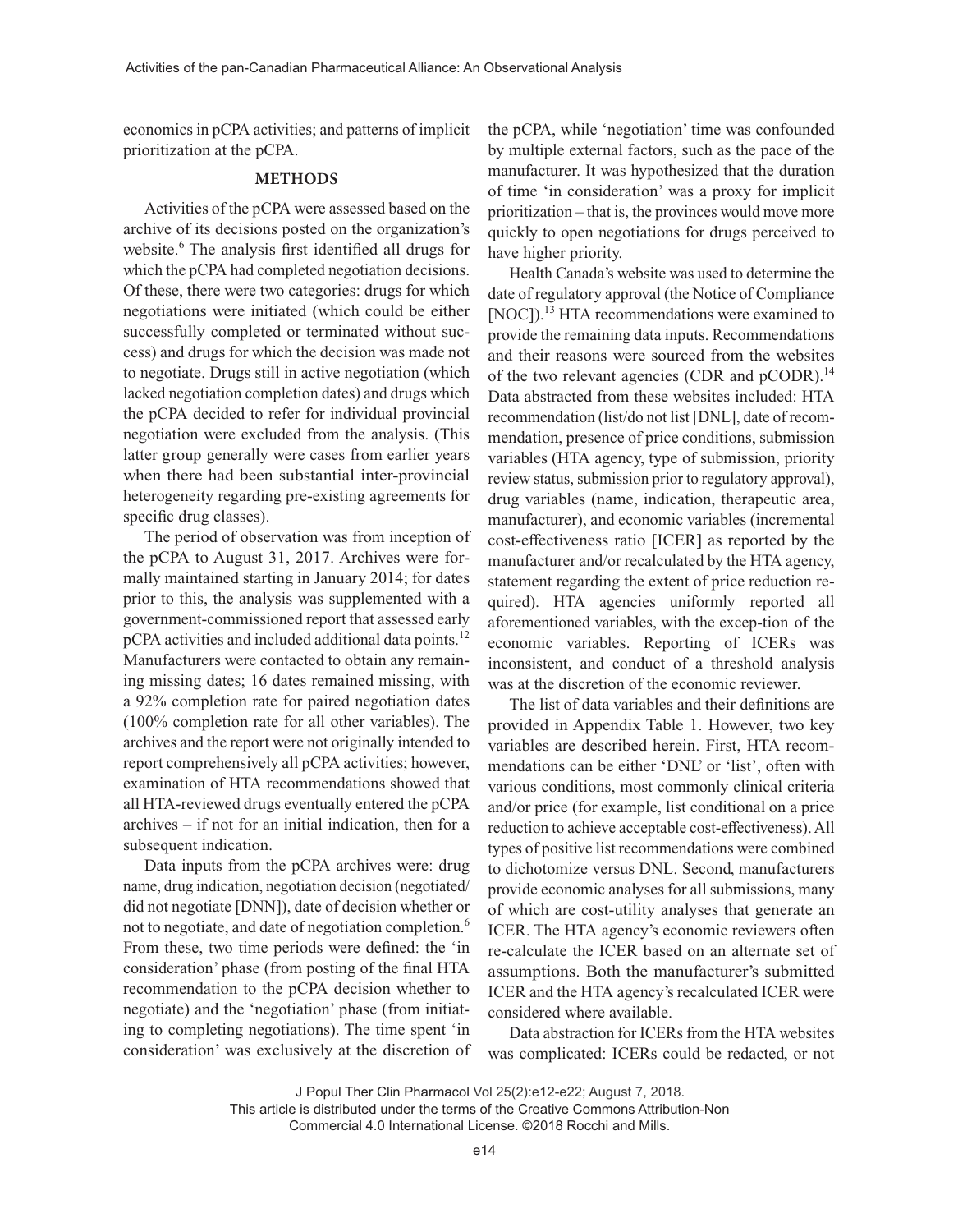economics in pCPA activities; and patterns of implicit prioritization at the pCPA.

## METHODS

Activities of the pCPA were assessed based on the archive of its decisions posted on the organization's website.[6] The analysis first identified all drugs for which the pCPA had completed negotiation decisions. Of these, there were two categories: drugs for which negotiations were initiated (which could be either successfully completed or terminated without success) and drugs for which the decision was made not to negotiate. Drugs still in active negotiation (which lacked negotiation completion dates) and drugs which the pCPA decided to refer for individual provincial negotiation were excluded from the analysis. (This latter group generally were cases from earlier years when there had been substantial inter-provincial heterogeneity regarding pre-existing agreements for specific drug classes).

The period of observation was from inception of the pCPA to August 31, 2017. Archives were formally maintained starting in January 2014; for dates prior to this, the analysis was supplemented with a government-commissioned report that assessed early pCPA activities and included additional data points.[12] Manufacturers were contacted to obtain any remaining missing dates; 16 dates remained missing, with a 92% completion rate for paired negotiation dates (100% completion rate for all other variables). The archives and the report were not originally intended to report comprehensively all pCPA activities; however, examination of HTA recommendations showed that all HTA-reviewed drugs eventually entered the pCPA archives – if not for an initial indication, then for a subsequent indication.

Data inputs from the pCPA archives were: drug name, drug indication, negotiation decision (negotiated/did not negotiate [DNN]), date of decision whether or not to negotiate, and date of negotiation completion.[6] From these, two time periods were defined: the 'in consideration' phase (from posting of the final HTA recommendation to the pCPA decision whether to negotiate) and the 'negotiation' phase (from initiating to completing negotiations). The time spent 'in consideration' was exclusively at the discretion of the pCPA, while 'negotiation' time was confounded by multiple external factors, such as the pace of the manufacturer. It was hypothesized that the duration of time 'in consideration' was a proxy for implicit prioritization – that is, the provinces would move more quickly to open negotiations for drugs perceived to have higher priority.

Health Canada's website was used to determine the date of regulatory approval (the Notice of Compliance [NOC]).[13] HTA recommendations were examined to provide the remaining data inputs. Recommendations and their reasons were sourced from the websites of the two relevant agencies (CDR and pCODR).[14] Data abstracted from these websites included: HTA recommendation (list/do not list [DNL], date of recommendation, presence of price conditions, submission variables (HTA agency, type of submission, priority review status, submission prior to regulatory approval), drug variables (name, indication, therapeutic area, manufacturer), and economic variables (incremental cost-effectiveness ratio [ICER] as reported by the manufacturer and/or recalculated by the HTA agency, statement regarding the extent of price reduction required). HTA agencies uniformly reported all aforementioned variables, with the excep-tion of the economic variables. Reporting of ICERs was inconsistent, and conduct of a threshold analysis was at the discretion of the economic reviewer.

The list of data variables and their definitions are provided in Appendix Table 1. However, two key variables are described herein. First, HTA recommendations can be either 'DNL' or 'list', often with various conditions, most commonly clinical criteria and/or price (for example, list conditional on a price reduction to achieve acceptable cost-effectiveness). All types of positive list recommendations were combined to dichotomize versus DNL. Second, manufacturers provide economic analyses for all submissions, many of which are cost-utility analyses that generate an ICER. The HTA agency's economic reviewers often re-calculate the ICER based on an alternate set of assumptions. Both the manufacturer's submitted ICER and the HTA agency's recalculated ICER were considered where available.

Data abstraction for ICERs from the HTA websites was complicated: ICERs could be redacted, or not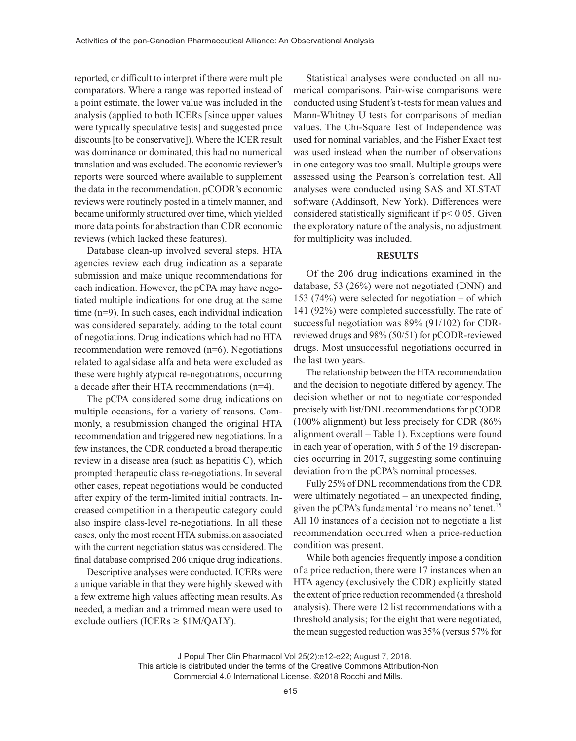reported, or difficult to interpret if there were multiple comparators. Where a range was reported instead of a point estimate, the lower value was included in the analysis (applied to both ICERs [since upper values were typically speculative tests] and suggested price discounts [to be conservative]). Where the ICER result was dominance or dominated, this had no numerical translation and was excluded. The economic reviewer's reports were sourced where available to supplement the data in the recommendation. pCODR's economic reviews were routinely posted in a timely manner, and became uniformly structured over time, which yielded more data points for abstraction than CDR economic reviews (which lacked these features).

Database clean-up involved several steps. HTA agencies review each drug indication as a separate submission and make unique recommendations for each indication. However, the pCPA may have negotiated multiple indications for one drug at the same time (n=9). In such cases, each individual indication was considered separately, adding to the total count of negotiations. Drug indications which had no HTA recommendation were removed (n=6). Negotiations related to agalsidase alfa and beta were excluded as these were highly atypical re-negotiations, occurring a decade after their HTA recommendations (n=4).

The pCPA considered some drug indications on multiple occasions, for a variety of reasons. Commonly, a resubmission changed the original HTA recommendation and triggered new negotiations. In a few instances, the CDR conducted a broad therapeutic review in a disease area (such as hepatitis C), which prompted therapeutic class re-negotiations. In several other cases, repeat negotiations would be conducted after expiry of the term-limited initial contracts. Increased competition in a therapeutic category could also inspire class-level re-negotiations. In all these cases, only the most recent HTA submission associated with the current negotiation status was considered. The final database comprised 206 unique drug indications.

Descriptive analyses were conducted. ICERs were a unique variable in that they were highly skewed with a few extreme high values affecting mean results. As needed, a median and a trimmed mean were used to exclude outliers (ICERs ≥ $1M/QALY).

Statistical analyses were conducted on all numerical comparisons. Pair-wise comparisons were conducted using Student's t-tests for mean values and Mann-Whitney U tests for comparisons of median values. The Chi-Square Test of Independence was used for nominal variables, and the Fisher Exact test was used instead when the number of observations in one category was too small. Multiple groups were assessed using the Pearson's correlation test. All analyses were conducted using SAS and XLSTAT software (Addinsoft, New York). Differences were considered statistically significant if $p < 0.05$. Given the exploratory nature of the analysis, no adjustment for multiplicity was included.

## RESULTS

Of the 206 drug indications examined in the database, 53 (26%) were not negotiated (DNN) and 153 (74%) were selected for negotiation – of which 141 (92%) were completed successfully. The rate of successful negotiation was 89% (91/102) for CDR-reviewed drugs and 98% (50/51) for pCODR-reviewed drugs. Most unsuccessful negotiations occurred in the last two years.

The relationship between the HTA recommendation and the decision to negotiate differed by agency. The decision whether or not to negotiate corresponded precisely with list/DNL recommendations for pCODR (100% alignment) but less precisely for CDR (86% alignment overall – Table 1). Exceptions were found in each year of operation, with 5 of the 19 discrepancies occurring in 2017, suggesting some continuing deviation from the pCPA's nominal processes.

Fully 25% of DNL recommendations from the CDR were ultimately negotiated – an unexpected finding, given the pCPA's fundamental 'no means no' tenet.[15] All 10 instances of a decision not to negotiate a list recommendation occurred when a price-reduction condition was present.

While both agencies frequently impose a condition of a price reduction, there were 17 instances when an HTA agency (exclusively the CDR) explicitly stated the extent of price reduction recommended (a threshold analysis). There were 12 list recommendations with a threshold analysis; for the eight that were negotiated, the mean suggested reduction was 35% (versus 57% for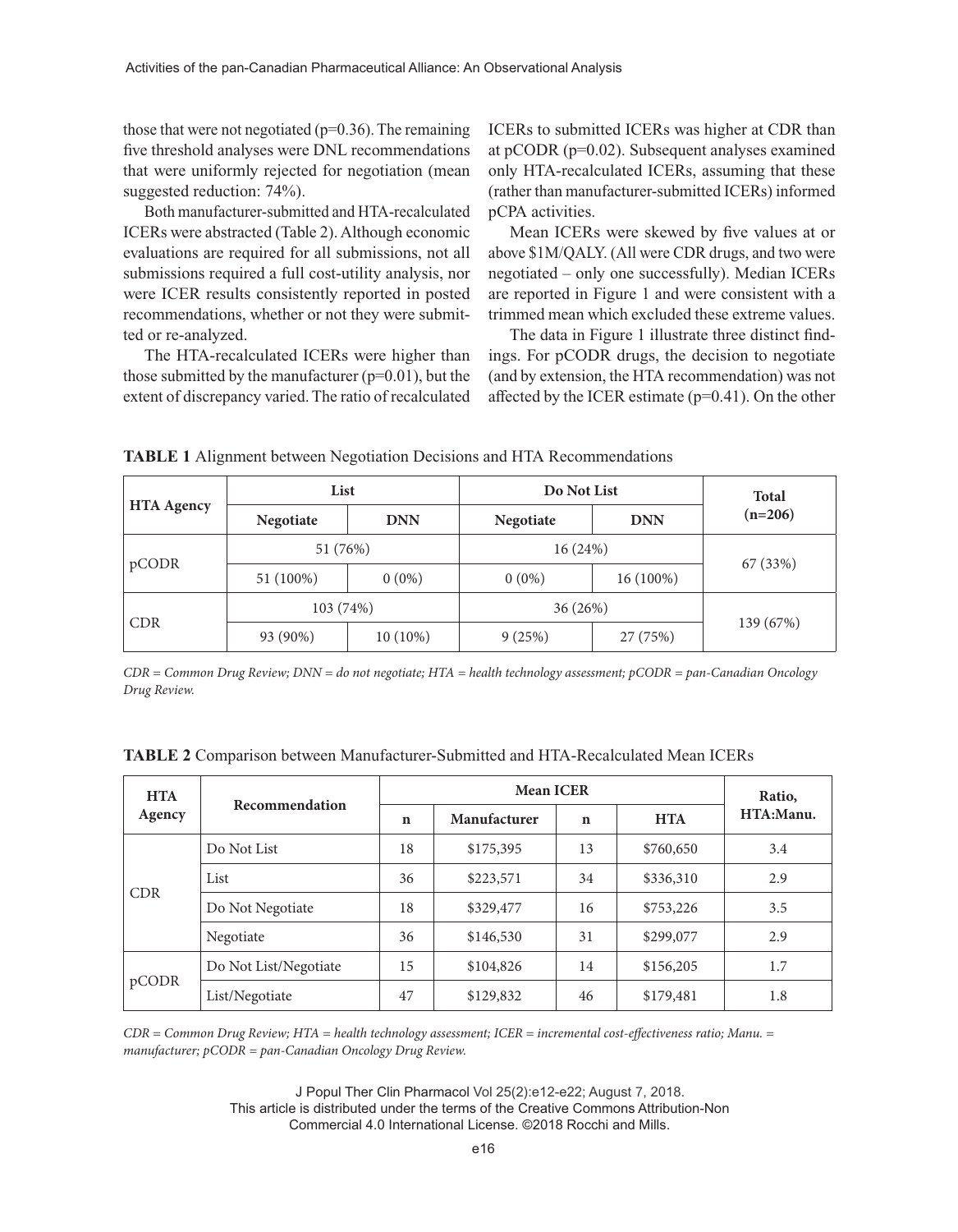those that were not negotiated (p=0.36). The remaining five threshold analyses were DNL recommendations that were uniformly rejected for negotiation (mean suggested reduction: 74%).

Both manufacturer-submitted and HTA-recalculated ICERs were abstracted (Table 2). Although economic evaluations are required for all submissions, not all submissions required a full cost-utility analysis, nor were ICER results consistently reported in posted recommendations, whether or not they were submitted or re-analyzed.

The HTA-recalculated ICERs were higher than those submitted by the manufacturer (p=0.01), but the extent of discrepancy varied. The ratio of recalculated ICERs to submitted ICERs was higher at CDR than at pCODR (p=0.02). Subsequent analyses examined only HTA-recalculated ICERs, assuming that these (rather than manufacturer-submitted ICERs) informed pCPA activities.

Mean ICERs were skewed by five values at or above $1M/QALY. (All were CDR drugs, and two were negotiated – only one successfully). Median ICERs are reported in Figure 1 and were consistent with a trimmed mean which excluded these extreme values.

The data in Figure 1 illustrate three distinct findings. For pCODR drugs, the decision to negotiate (and by extension, the HTA recommendation) was not affected by the ICER estimate (p=0.41). On the other

**TABLE 1** Alignment between Negotiation Decisions and HTA Recommendations

| HTA Agency | List | | Do Not List | | Total (n=206) |
|---|---|---|---|---|---|
| | Negotiate | DNN | Negotiate | DNN | |
| pCODR | 51 (76%) | | 16 (24%) | | 67 (33%) |
| | 51 (100%) | 0 (0%) | 0 (0%) | 16 (100%) | |
| CDR | 103 (74%) | | 36 (26%) | | 139 (67%) |
| | 93 (90%) | 10 (10%) | 9 (25%) | 27 (75%) | |

*CDR = Common Drug Review; DNN = do not negotiate; HTA = health technology assessment; pCODR = pan-Canadian Oncology Drug Review.*

**TABLE 2** Comparison between Manufacturer-Submitted and HTA-Recalculated Mean ICERs

| HTA Agency | Recommendation | Mean ICER | | | | Ratio, HTA:Manu. |
|---|---|---|---|---|---|---|
| | | n | Manufacturer | n | HTA | |
| CDR | Do Not List | 18 | $175,395 | 13 | $760,650 | 3.4 |
| | List | 36 | $223,571 | 34 | $336,310 | 2.9 |
| | Do Not Negotiate | 18 | $329,477 | 16 | $753,226 | 3.5 |
| | Negotiate | 36 | $146,530 | 31 | $299,077 | 2.9 |
| pCODR | Do Not List/Negotiate | 15 | $104,826 | 14 | $156,205 | 1.7 |
| | List/Negotiate | 47 | $129,832 | 46 | $179,481 | 1.8 |

*CDR = Common Drug Review; HTA = health technology assessment; ICER = incremental cost-effectiveness ratio; Manu. = manufacturer; pCODR = pan-Canadian Oncology Drug Review.*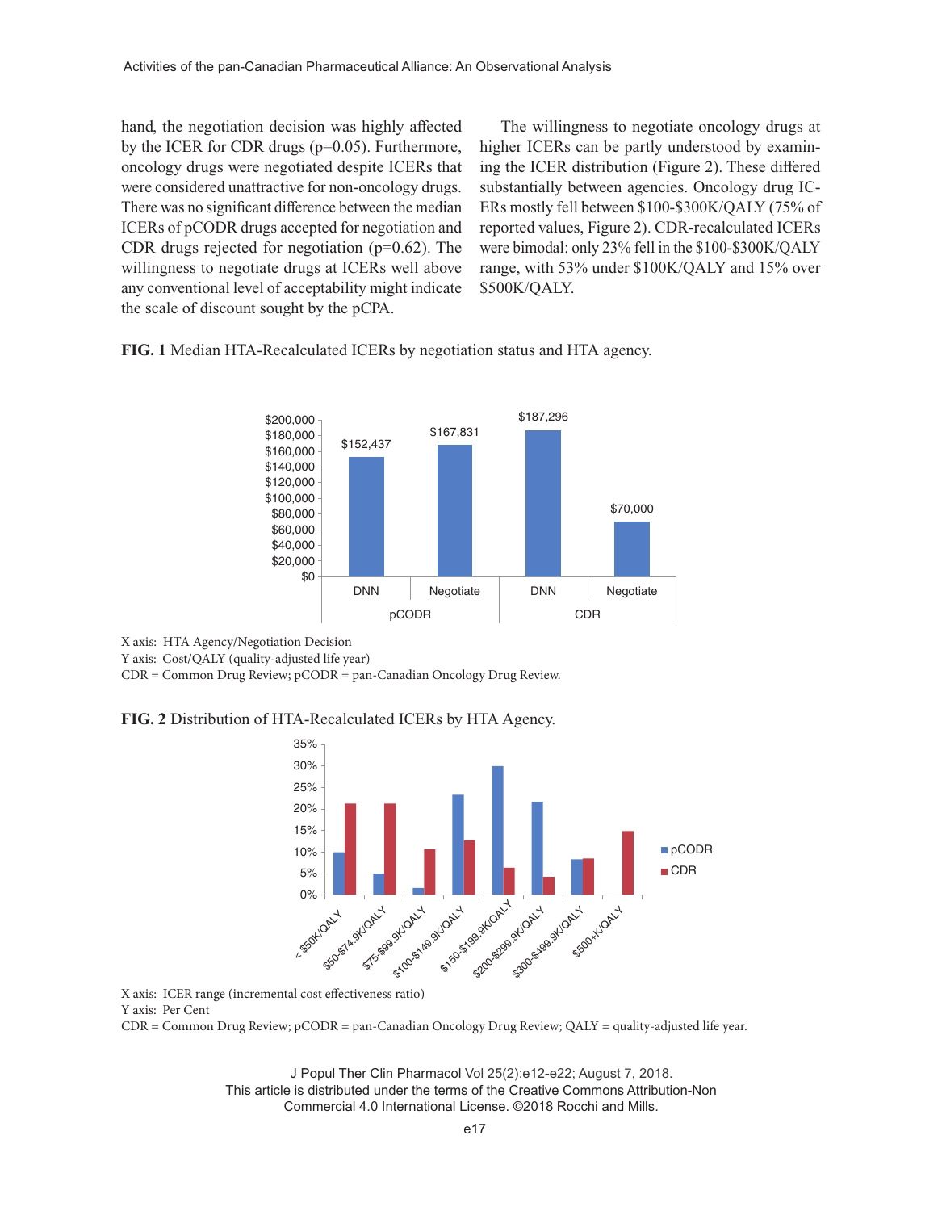hand, the negotiation decision was highly affected by the ICER for CDR drugs (p=0.05). Furthermore, oncology drugs were negotiated despite ICERs that were considered unattractive for non-oncology drugs. There was no significant difference between the median ICERs of pCODR drugs accepted for negotiation and CDR drugs rejected for negotiation (p=0.62). The willingness to negotiate drugs at ICERs well above any conventional level of acceptability might indicate the scale of discount sought by the pCPA.

The willingness to negotiate oncology drugs at higher ICERs can be partly understood by examining the ICER distribution (Figure 2). These differed substantially between agencies. Oncology drug ICERs mostly fell between $100-$300K/QALY (75% of reported values, Figure 2). CDR-recalculated ICERs were bimodal: only 23% fell in the $100-$300K/QALY range, with 53% under $100K/QALY and 15% over $500K/QALY.

**FIG. 1** Median HTA-Recalculated ICERs by negotiation status and HTA agency.

| HTA Agency | Negotiation Decision | Median ICER |
|---|---|---|
| pCODR | DNN | $152,437 |
| pCODR | Negotiate | $167,831 |
| CDR | DNN | $187,296 |
| CDR | Negotiate | $70,000 |

X axis: HTA Agency/Negotiation Decision
Y axis: Cost/QALY (quality-adjusted life year)
CDR = Common Drug Review; pCODR = pan-Canadian Oncology Drug Review.

**FIG. 2** Distribution of HTA-Recalculated ICERs by HTA Agency.

X axis: ICER range (incremental cost effectiveness ratio)
Y axis: Per Cent
CDR = Common Drug Review; pCODR = pan-Canadian Oncology Drug Review; QALY = quality-adjusted life year.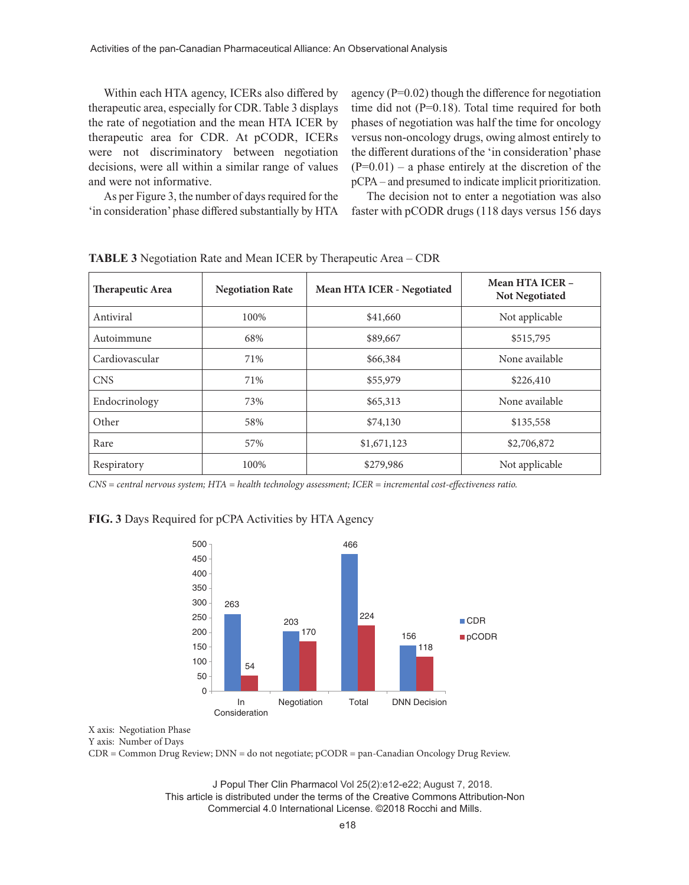Within each HTA agency, ICERs also differed by therapeutic area, especially for CDR. Table 3 displays the rate of negotiation and the mean HTA ICER by therapeutic area for CDR. At pCODR, ICERs were not discriminatory between negotiation decisions, were all within a similar range of values and were not informative.

As per Figure 3, the number of days required for the 'in consideration' phase differed substantially by HTA agency (P=0.02) though the difference for negotiation time did not (P=0.18). Total time required for both phases of negotiation was half the time for oncology versus non-oncology drugs, owing almost entirely to the different durations of the 'in consideration' phase (P=0.01) – a phase entirely at the discretion of the pCPA – and presumed to indicate implicit prioritization.

The decision not to enter a negotiation was also faster with pCODR drugs (118 days versus 156 days

**TABLE 3** Negotiation Rate and Mean ICER by Therapeutic Area – CDR

| Therapeutic Area | Negotiation Rate | Mean HTA ICER - Negotiated | Mean HTA ICER – Not Negotiated |
|---|---|---|---|
| Antiviral | 100% | $41,660 | Not applicable |
| Autoimmune | 68% | $89,667 | $515,795 |
| Cardiovascular | 71% | $66,384 | None available |
| CNS | 71% | $55,979 | $226,410 |
| Endocrinology | 73% | $65,313 | None available |
| Other | 58% | $74,130 | $135,558 |
| Rare | 57% | $1,671,123 | $2,706,872 |
| Respiratory | 100% | $279,986 | Not applicable |

*CNS = central nervous system; HTA = health technology assessment; ICER = incremental cost-effectiveness ratio.*

**FIG. 3** Days Required for pCPA Activities by HTA Agency

| Negotiation Phase | CDR | pCODR |
|---|---|---|
| In Consideration | 263 | 54 |
| Negotiation | 203 | 170 |
| Total | 466 | 224 |
| DNN Decision | 156 | 118 |

X axis: Negotiation Phase
Y axis: Number of Days
CDR = Common Drug Review; DNN = do not negotiate; pCODR = pan-Canadian Oncology Drug Review.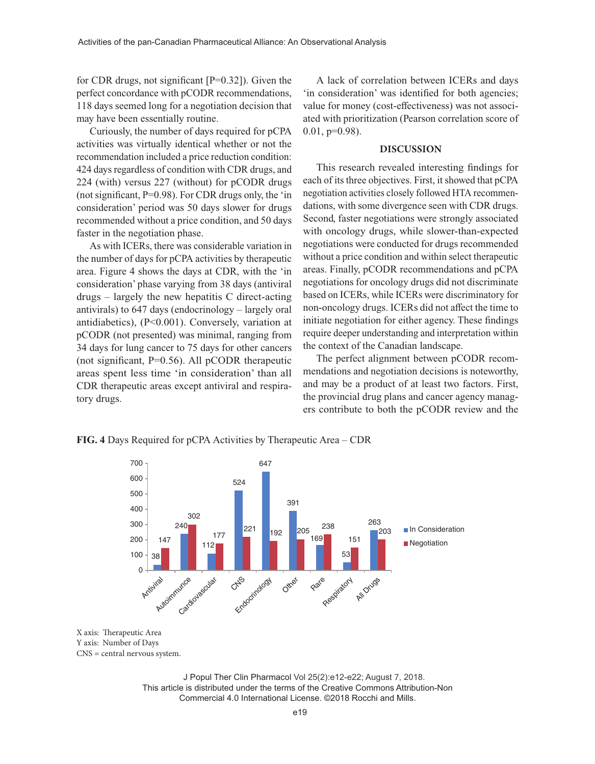for CDR drugs, not significant [P=0.32]). Given the perfect concordance with pCODR recommendations, 118 days seemed long for a negotiation decision that may have been essentially routine.

Curiously, the number of days required for pCPA activities was virtually identical whether or not the recommendation included a price reduction condition: 424 days regardless of condition with CDR drugs, and 224 (with) versus 227 (without) for pCODR drugs (not significant, P=0.98). For CDR drugs only, the 'in consideration' period was 50 days slower for drugs recommended without a price condition, and 50 days faster in the negotiation phase.

As with ICERs, there was considerable variation in the number of days for pCPA activities by therapeutic area. Figure 4 shows the days at CDR, with the 'in consideration' phase varying from 38 days (antiviral drugs – largely the new hepatitis C direct-acting antivirals) to 647 days (endocrinology – largely oral antidiabetics), (P<0.001). Conversely, variation at pCODR (not presented) was minimal, ranging from 34 days for lung cancer to 75 days for other cancers (not significant, P=0.56). All pCODR therapeutic areas spent less time 'in consideration' than all CDR therapeutic areas except antiviral and respiratory drugs.

A lack of correlation between ICERs and days 'in consideration' was identified for both agencies; value for money (cost-effectiveness) was not associated with prioritization (Pearson correlation score of 0.01, p=0.98).

## DISCUSSION

This research revealed interesting findings for each of its three objectives. First, it showed that pCPA negotiation activities closely followed HTA recommendations, with some divergence seen with CDR drugs. Second, faster negotiations were strongly associated with oncology drugs, while slower-than-expected negotiations were conducted for drugs recommended without a price condition and within select therapeutic areas. Finally, pCODR recommendations and pCPA negotiations for oncology drugs did not discriminate based on ICERs, while ICERs were discriminatory for non-oncology drugs. ICERs did not affect the time to initiate negotiation for either agency. These findings require deeper understanding and interpretation within the context of the Canadian landscape.

The perfect alignment between pCODR recommendations and negotiation decisions is noteworthy, and may be a product of at least two factors. First, the provincial drug plans and cancer agency managers contribute to both the pCODR review and the

**FIG. 4** Days Required for pCPA Activities by Therapeutic Area – CDR

| Therapeutic Area | In Consideration | Negotiation |
|---|---|---|
| Antiviral | 38 | 147 |
| Autoimmunce | 240 | 302 |
| Cardiovascular | 112 | 177 |
| CNS | 524 | 221 |
| Endocrinology | 647 | 192 |
| Other | 391 | 205 |
| Rare | 169 | 238 |
| Respiratory | 53 | 151 |
| All Drugs | 263 | 203 |

X axis: Therapeutic Area
Y axis: Number of Days
CNS = central nervous system.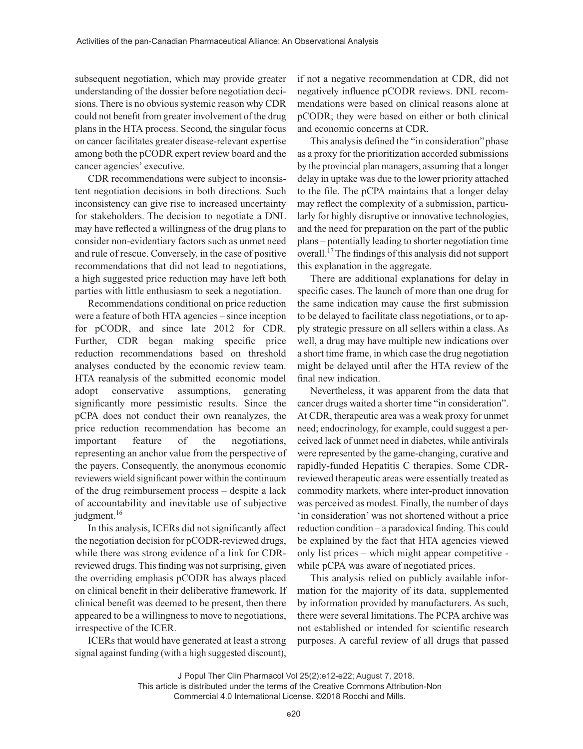subsequent negotiation, which may provide greater understanding of the dossier before negotiation decisions. There is no obvious systemic reason why CDR could not benefit from greater involvement of the drug plans in the HTA process. Second, the singular focus on cancer facilitates greater disease-relevant expertise among both the pCODR expert review board and the cancer agencies' executive.

CDR recommendations were subject to inconsistent negotiation decisions in both directions. Such inconsistency can give rise to increased uncertainty for stakeholders. The decision to negotiate a DNL may have reflected a willingness of the drug plans to consider non-evidentiary factors such as unmet need and rule of rescue. Conversely, in the case of positive recommendations that did not lead to negotiations, a high suggested price reduction may have left both parties with little enthusiasm to seek a negotiation.

Recommendations conditional on price reduction were a feature of both HTA agencies – since inception for pCODR, and since late 2012 for CDR. Further, CDR began making specific price reduction recommendations based on threshold analyses conducted by the economic review team. HTA reanalysis of the submitted economic model adopt conservative assumptions, generating significantly more pessimistic results. Since the pCPA does not conduct their own reanalyzes, the price reduction recommendation has become an important feature of the negotiations, representing an anchor value from the perspective of the payers. Consequently, the anonymous economic reviewers wield significant power within the continuum of the drug reimbursement process – despite a lack of accountability and inevitable use of subjective judgment.[16]

In this analysis, ICERs did not significantly affect the negotiation decision for pCODR-reviewed drugs, while there was strong evidence of a link for CDR-reviewed drugs. This finding was not surprising, given the overriding emphasis pCODR has always placed on clinical benefit in their deliberative framework. If clinical benefit was deemed to be present, then there appeared to be a willingness to move to negotiations, irrespective of the ICER.

ICERs that would have generated at least a strong signal against funding (with a high suggested discount), if not a negative recommendation at CDR, did not negatively influence pCODR reviews. DNL recommendations were based on clinical reasons alone at pCODR; they were based on either or both clinical and economic concerns at CDR.

This analysis defined the "in consideration" phase as a proxy for the prioritization accorded submissions by the provincial plan managers, assuming that a longer delay in uptake was due to the lower priority attached to the file. The pCPA maintains that a longer delay may reflect the complexity of a submission, particularly for highly disruptive or innovative technologies, and the need for preparation on the part of the public plans – potentially leading to shorter negotiation time overall.[17] The findings of this analysis did not support this explanation in the aggregate.

There are additional explanations for delay in specific cases. The launch of more than one drug for the same indication may cause the first submission to be delayed to facilitate class negotiations, or to apply strategic pressure on all sellers within a class. As well, a drug may have multiple new indications over a short time frame, in which case the drug negotiation might be delayed until after the HTA review of the final new indication.

Nevertheless, it was apparent from the data that cancer drugs waited a shorter time "in consideration". At CDR, therapeutic area was a weak proxy for unmet need; endocrinology, for example, could suggest a perceived lack of unmet need in diabetes, while antivirals were represented by the game-changing, curative and rapidly-funded Hepatitis C therapies. Some CDR-reviewed therapeutic areas were essentially treated as commodity markets, where inter-product innovation was perceived as modest. Finally, the number of days 'in consideration' was not shortened without a price reduction condition – a paradoxical finding. This could be explained by the fact that HTA agencies viewed only list prices – which might appear competitive - while pCPA was aware of negotiated prices.

This analysis relied on publicly available information for the majority of its data, supplemented by information provided by manufacturers. As such, there were several limitations. The PCPA archive was not established or intended for scientific research purposes. A careful review of all drugs that passed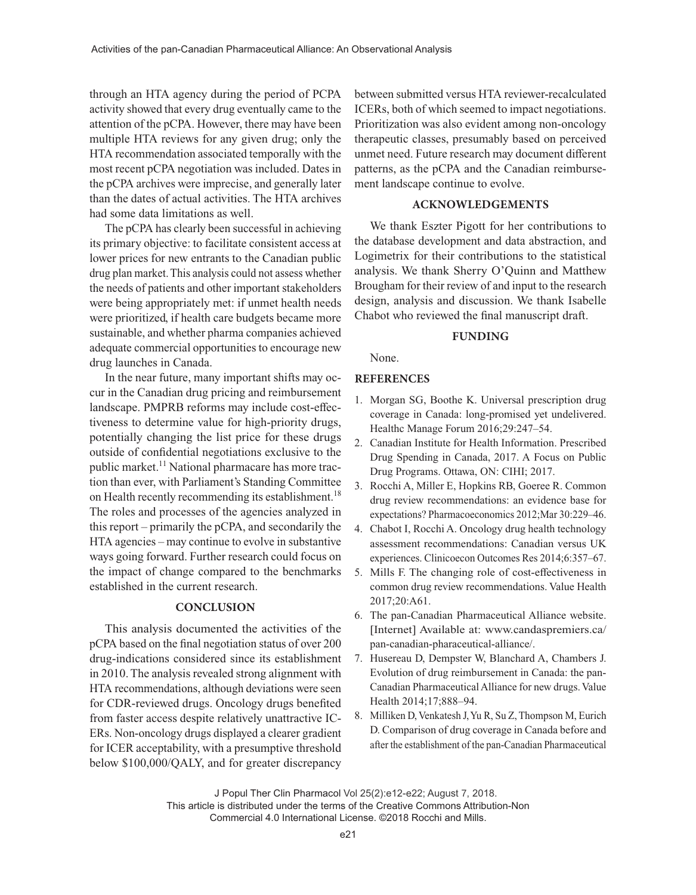through an HTA agency during the period of PCPA activity showed that every drug eventually came to the attention of the pCPA. However, there may have been multiple HTA reviews for any given drug; only the HTA recommendation associated temporally with the most recent pCPA negotiation was included. Dates in the pCPA archives were imprecise, and generally later than the dates of actual activities. The HTA archives had some data limitations as well.

The pCPA has clearly been successful in achieving its primary objective: to facilitate consistent access at lower prices for new entrants to the Canadian public drug plan market. This analysis could not assess whether the needs of patients and other important stakeholders were being appropriately met: if unmet health needs were prioritized, if health care budgets became more sustainable, and whether pharma companies achieved adequate commercial opportunities to encourage new drug launches in Canada.

In the near future, many important shifts may occur in the Canadian drug pricing and reimbursement landscape. PMPRB reforms may include cost-effectiveness to determine value for high-priority drugs, potentially changing the list price for these drugs outside of confidential negotiations exclusive to the public market.[11] National pharmacare has more traction than ever, with Parliament's Standing Committee on Health recently recommending its establishment.[18] The roles and processes of the agencies analyzed in this report – primarily the pCPA, and secondarily the HTA agencies – may continue to evolve in substantive ways going forward. Further research could focus on the impact of change compared to the benchmarks established in the current research.

## CONCLUSION

This analysis documented the activities of the pCPA based on the final negotiation status of over 200 drug-indications considered since its establishment in 2010. The analysis revealed strong alignment with HTA recommendations, although deviations were seen for CDR-reviewed drugs. Oncology drugs benefited from faster access despite relatively unattractive ICERs. Non-oncology drugs displayed a clearer gradient for ICER acceptability, with a presumptive threshold below \$100,000/QALY, and for greater discrepancy between submitted versus HTA reviewer-recalculated ICERs, both of which seemed to impact negotiations. Prioritization was also evident among non-oncology therapeutic classes, presumably based on perceived unmet need. Future research may document different patterns, as the pCPA and the Canadian reimbursement landscape continue to evolve.

## ACKNOWLEDGEMENTS

We thank Eszter Pigott for her contributions to the database development and data abstraction, and Logimetrix for their contributions to the statistical analysis. We thank Sherry O'Quinn and Matthew Brougham for their review of and input to the research design, analysis and discussion. We thank Isabelle Chabot who reviewed the final manuscript draft.

## FUNDING

None.

## REFERENCES

1. Morgan SG, Boothe K. Universal prescription drug coverage in Canada: long-promised yet undelivered. Healthc Manage Forum 2016;29:247–54.
2. Canadian Institute for Health Information. Prescribed Drug Spending in Canada, 2017. A Focus on Public Drug Programs. Ottawa, ON: CIHI; 2017.
3. Rocchi A, Miller E, Hopkins RB, Goeree R. Common drug review recommendations: an evidence base for expectations? Pharmacoeconomics 2012;Mar 30:229–46.
4. Chabot I, Rocchi A. Oncology drug health technology assessment recommendations: Canadian versus UK experiences. Clinicoecon Outcomes Res 2014;6:357–67.
5. Mills F. The changing role of cost-effectiveness in common drug review recommendations. Value Health 2017;20:A61.
6. The pan-Canadian Pharmaceutical Alliance website. [Internet] Available at: www.candaspremiers.ca/pan-canadian-pharaceutical-alliance/.
7. Husereau D, Dempster W, Blanchard A, Chambers J. Evolution of drug reimbursement in Canada: the pan-Canadian Pharmaceutical Alliance for new drugs. Value Health 2014;17;888–94.
8. Milliken D, Venkatesh J, Yu R, Su Z, Thompson M, Eurich D. Comparison of drug coverage in Canada before and after the establishment of the pan-Canadian Pharmaceutical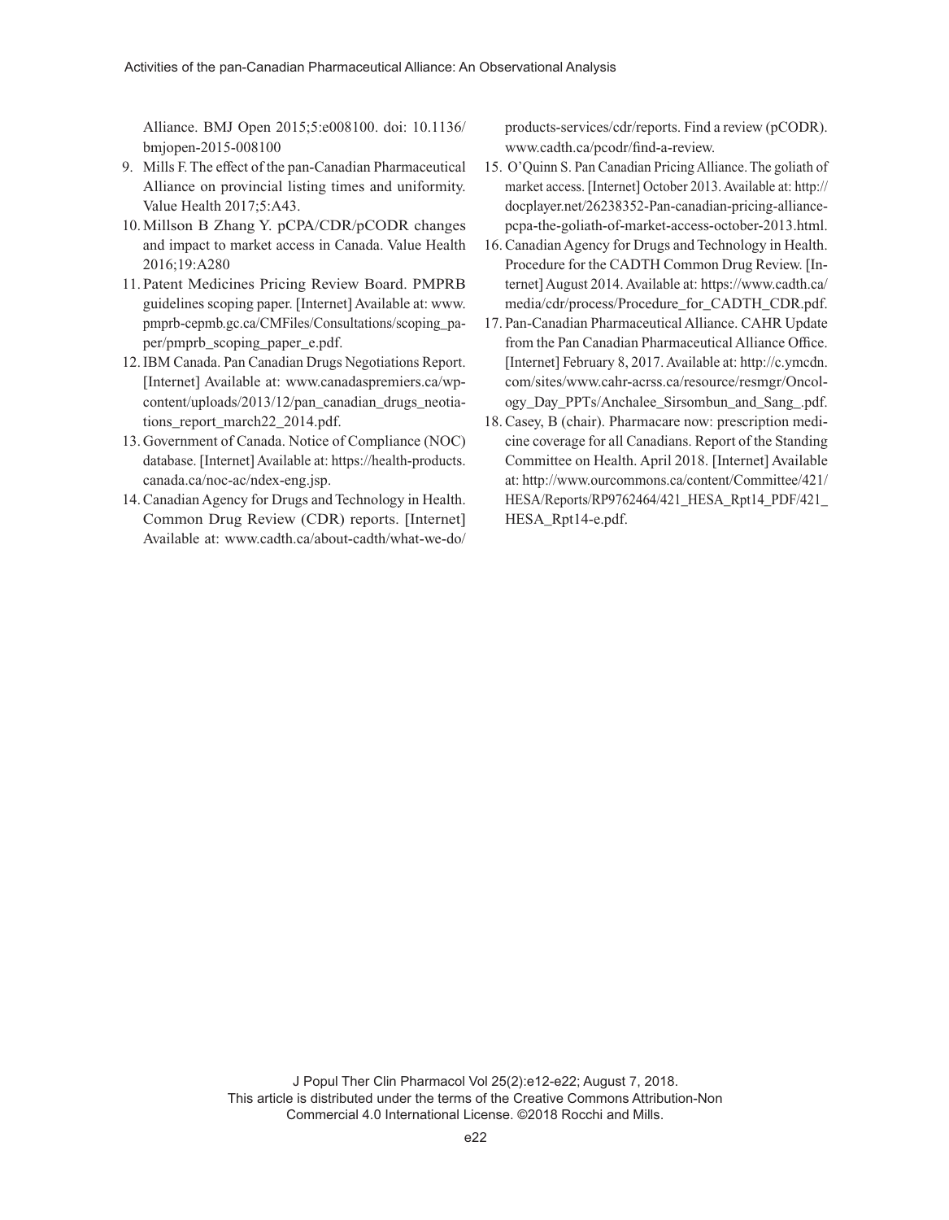Alliance. BMJ Open 2015;5:e008100. doi: 10.1136/bmjopen-2015-008100

9. Mills F. The effect of the pan-Canadian Pharmaceutical Alliance on provincial listing times and uniformity. Value Health 2017;5:A43.
10. Millson B Zhang Y. pCPA/CDR/pCODR changes and impact to market access in Canada. Value Health 2016;19:A280
11. Patent Medicines Pricing Review Board. PMPRB guidelines scoping paper. [Internet] Available at: www.pmprb-cepmb.gc.ca/CMFiles/Consultations/scoping_paper/pmprb_scoping_paper_e.pdf.
12. IBM Canada. Pan Canadian Drugs Negotiations Report. [Internet] Available at: www.canadaspremiers.ca/wp-content/uploads/2013/12/pan_canadian_drugs_neotiations_report_march22_2014.pdf.
13. Government of Canada. Notice of Compliance (NOC) database. [Internet] Available at: https://health-products.canada.ca/noc-ac/ndex-eng.jsp.
14. Canadian Agency for Drugs and Technology in Health. Common Drug Review (CDR) reports. [Internet] Available at: www.cadth.ca/about-cadth/what-we-do/products-services/cdr/reports. Find a review (pCODR). www.cadth.ca/pcodr/find-a-review.
15. O'Quinn S. Pan Canadian Pricing Alliance. The goliath of market access. [Internet] October 2013. Available at: http://docplayer.net/26238352-Pan-canadian-pricing-alliance-pcpa-the-goliath-of-market-access-october-2013.html.
16. Canadian Agency for Drugs and Technology in Health. Procedure for the CADTH Common Drug Review. [Internet] August 2014. Available at: https://www.cadth.ca/media/cdr/process/Procedure_for_CADTH_CDR.pdf.
17. Pan-Canadian Pharmaceutical Alliance. CAHR Update from the Pan Canadian Pharmaceutical Alliance Office. [Internet] February 8, 2017. Available at: http://c.ymcdn.com/sites/www.cahr-acrss.ca/resource/resmgr/Oncology_Day_PPTs/Anchalee_Sirsombun_and_Sang_.pdf.
18. Casey, B (chair). Pharmacare now: prescription medicine coverage for all Canadians. Report of the Standing Committee on Health. April 2018. [Internet] Available at: http://www.ourcommons.ca/content/Committee/421/HESA/Reports/RP9762464/421_HESA_Rpt14_PDF/421_HESA_Rpt14-e.pdf.

This article is distributed under the terms of the Creative Commons Attribution-Non Commercial 4.0 International License. ©2018 Rocchi and Mills.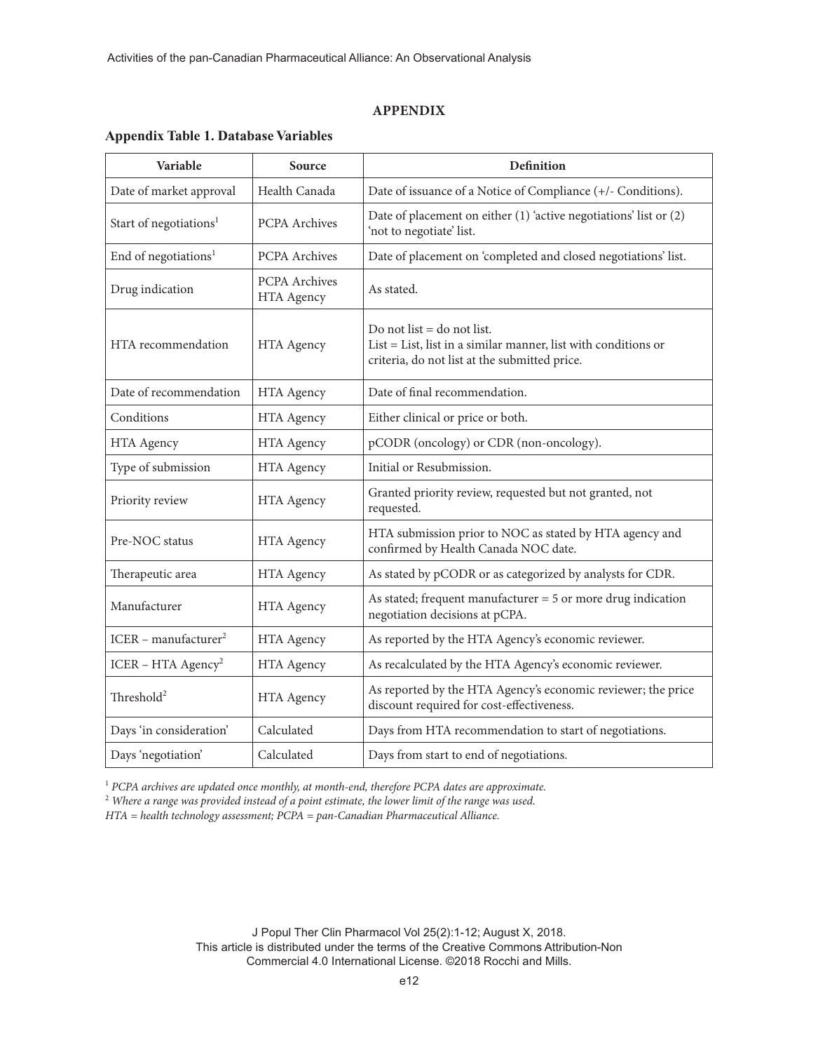## APPENDIX

**Appendix Table 1. Database Variables**

| Variable | Source | Definition |
|---|---|---|
| Date of market approval | Health Canada | Date of issuance of a Notice of Compliance (+/- Conditions). |
| Start of negotiations[1] | PCPA Archives | Date of placement on either (1) 'active negotiations' list or (2) 'not to negotiate' list. |
| End of negotiations[1] | PCPA Archives | Date of placement on 'completed and closed negotiations' list. |
| Drug indication | PCPA Archives HTA Agency | As stated. |
| HTA recommendation | HTA Agency | Do not list = do not list. List = List, list in a similar manner, list with conditions or criteria, do not list at the submitted price. |
| Date of recommendation | HTA Agency | Date of final recommendation. |
| Conditions | HTA Agency | Either clinical or price or both. |
| HTA Agency | HTA Agency | pCODR (oncology) or CDR (non-oncology). |
| Type of submission | HTA Agency | Initial or Resubmission. |
| Priority review | HTA Agency | Granted priority review, requested but not granted, not requested. |
| Pre-NOC status | HTA Agency | HTA submission prior to NOC as stated by HTA agency and confirmed by Health Canada NOC date. |
| Therapeutic area | HTA Agency | As stated by pCODR or as categorized by analysts for CDR. |
| Manufacturer | HTA Agency | As stated; frequent manufacturer = 5 or more drug indication negotiation decisions at pCPA. |
| ICER – manufacturer[2] | HTA Agency | As reported by the HTA Agency's economic reviewer. |
| ICER – HTA Agency[2] | HTA Agency | As recalculated by the HTA Agency's economic reviewer. |
| Threshold[2] | HTA Agency | As reported by the HTA Agency's economic reviewer; the price discount required for cost-effectiveness. |
| Days 'in consideration' | Calculated | Days from HTA recommendation to start of negotiations. |
| Days 'negotiation' | Calculated | Days from start to end of negotiations. |

[1] *PCPA archives are updated once monthly, at month-end, therefore PCPA dates are approximate.*
[2] *Where a range was provided instead of a point estimate, the lower limit of the range was used.*
*HTA = health technology assessment; PCPA = pan-Canadian Pharmaceutical Alliance.*